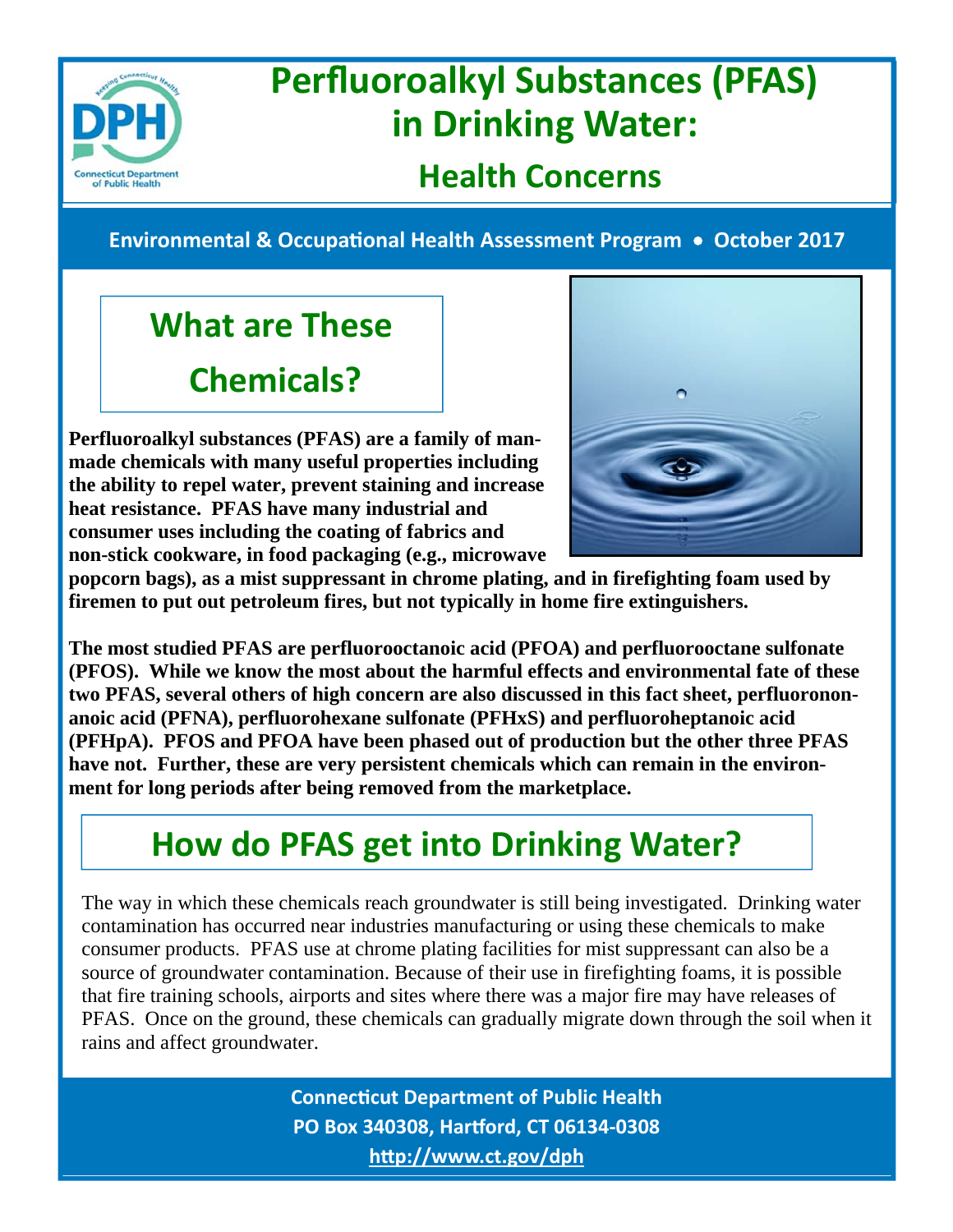# Perfluoroalkyl Substances (PFAS) in Drinking Water:

## Health Concerns

**Environmental & Occupational Health Assessment Program • October 2017**

## What are These Chemicals?

**Perfluoroalkyl substances (PFAS) are a family of man-made chemicals with many useful properties including the ability to repel water, prevent staining and increase heat resistance. PFAS have many industrial and consumer uses including the coating of fabrics and non-stick cookware, in food packaging (e.g., microwave popcorn bags), as a mist suppressant in chrome plating, and in firefighting foam used by firemen to put out petroleum fires, but not typically in home fire extinguishers.**

**The most studied PFAS are perfluorooctanoic acid (PFOA) and perfluorooctane sulfonate (PFOS). While we know the most about the harmful effects and environmental fate of these two PFAS, several others of high concern are also discussed in this fact sheet, perfluorononanoic acid (PFNA), perfluorohexane sulfonate (PFHxS) and perfluoroheptanoic acid (PFHpA). PFOS and PFOA have been phased out of production but the other three PFAS have not. Further, these are very persistent chemicals which can remain in the environment for long periods after being removed from the marketplace.**

## How do PFAS get into Drinking Water?

The way in which these chemicals reach groundwater is still being investigated. Drinking water contamination has occurred near industries manufacturing or using these chemicals to make consumer products. PFAS use at chrome plating facilities for mist suppressant can also be a source of groundwater contamination. Because of their use in firefighting foams, it is possible that fire training schools, airports and sites where there was a major fire may have releases of PFAS. Once on the ground, these chemicals can gradually migrate down through the soil when it rains and affect groundwater.

**Connecticut Department of Public Health**
**PO Box 340308, Hartford, CT 06134-0308**
**http://www.ct.gov/dph**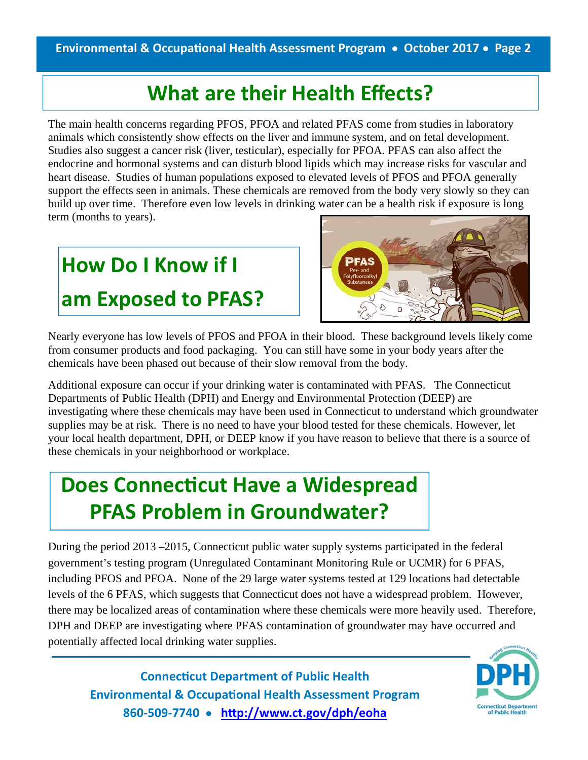# What are their Health Effects?

The main health concerns regarding PFOS, PFOA and related PFAS come from studies in laboratory animals which consistently show effects on the liver and immune system, and on fetal development. Studies also suggest a cancer risk (liver, testicular), especially for PFOA. PFAS can also affect the endocrine and hormonal systems and can disturb blood lipids which may increase risks for vascular and heart disease. Studies of human populations exposed to elevated levels of PFOS and PFOA generally support the effects seen in animals. These chemicals are removed from the body very slowly so they can build up over time. Therefore even low levels in drinking water can be a health risk if exposure is long term (months to years).

# How Do I Know if I am Exposed to PFAS?

Nearly everyone has low levels of PFOS and PFOA in their blood. These background levels likely come from consumer products and food packaging. You can still have some in your body years after the chemicals have been phased out because of their slow removal from the body.

Additional exposure can occur if your drinking water is contaminated with PFAS. The Connecticut Departments of Public Health (DPH) and Energy and Environmental Protection (DEEP) are investigating where these chemicals may have been used in Connecticut to understand which groundwater supplies may be at risk. There is no need to have your blood tested for these chemicals. However, let your local health department, DPH, or DEEP know if you have reason to believe that there is a source of these chemicals in your neighborhood or workplace.

# Does Connecticut Have a Widespread PFAS Problem in Groundwater?

During the period 2013 –2015, Connecticut public water supply systems participated in the federal government's testing program (Unregulated Contaminant Monitoring Rule or UCMR) for 6 PFAS, including PFOS and PFOA. None of the 29 large water systems tested at 129 locations had detectable levels of the 6 PFAS, which suggests that Connecticut does not have a widespread problem. However, there may be localized areas of contamination where these chemicals were more heavily used. Therefore, DPH and DEEP are investigating where PFAS contamination of groundwater may have occurred and potentially affected local drinking water supplies.

**Connecticut Department of Public Health**
**Environmental & Occupational Health Assessment Program**
**860-509-7740 • http://www.ct.gov/dph/eoha**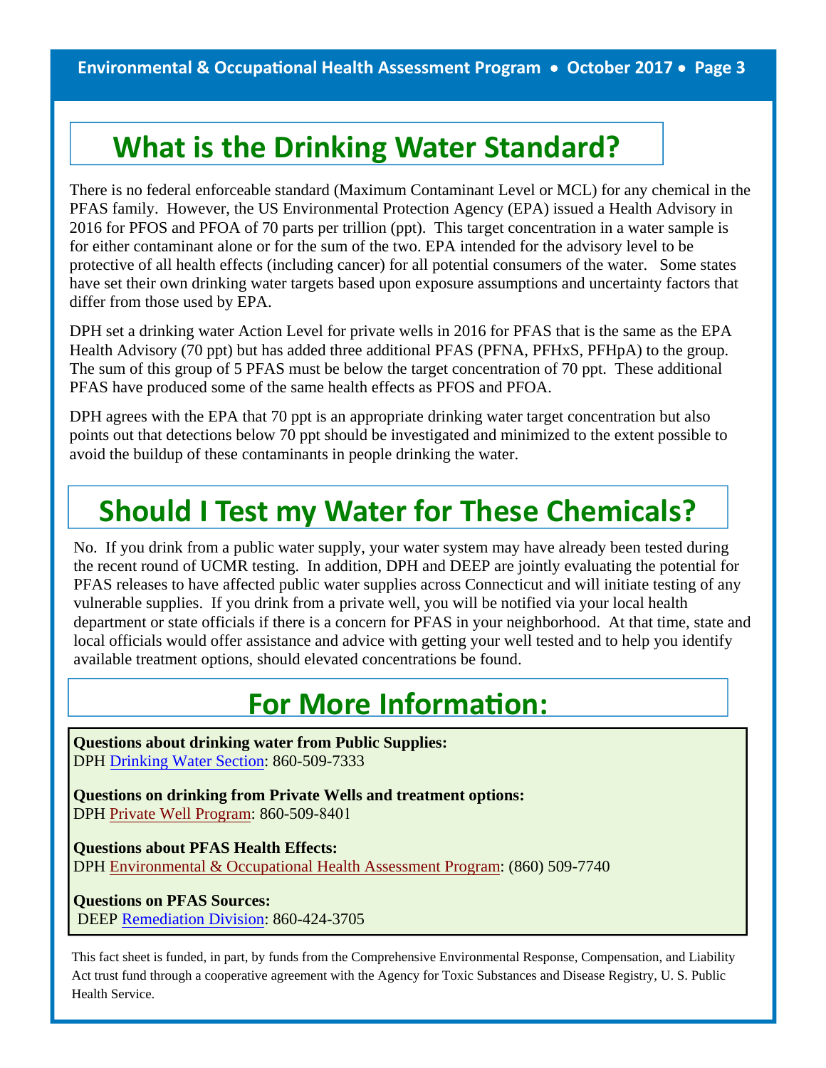## What is the Drinking Water Standard?

There is no federal enforceable standard (Maximum Contaminant Level or MCL) for any chemical in the PFAS family. However, the US Environmental Protection Agency (EPA) issued a Health Advisory in 2016 for PFOS and PFOA of 70 parts per trillion (ppt). This target concentration in a water sample is for either contaminant alone or for the sum of the two. EPA intended for the advisory level to be protective of all health effects (including cancer) for all potential consumers of the water. Some states have set their own drinking water targets based upon exposure assumptions and uncertainty factors that differ from those used by EPA.

DPH set a drinking water Action Level for private wells in 2016 for PFAS that is the same as the EPA Health Advisory (70 ppt) but has added three additional PFAS (PFNA, PFHxS, PFHpA) to the group. The sum of this group of 5 PFAS must be below the target concentration of 70 ppt. These additional PFAS have produced some of the same health effects as PFOS and PFOA.

DPH agrees with the EPA that 70 ppt is an appropriate drinking water target concentration but also points out that detections below 70 ppt should be investigated and minimized to the extent possible to avoid the buildup of these contaminants in people drinking the water.

## Should I Test my Water for These Chemicals?

No. If you drink from a public water supply, your water system may have already been tested during the recent round of UCMR testing. In addition, DPH and DEEP are jointly evaluating the potential for PFAS releases to have affected public water supplies across Connecticut and will initiate testing of any vulnerable supplies. If you drink from a private well, you will be notified via your local health department or state officials if there is a concern for PFAS in your neighborhood. At that time, state and local officials would offer assistance and advice with getting your well tested and to help you identify available treatment options, should elevated concentrations be found.

## For More Information:

**Questions about drinking water from Public Supplies:**
DPH Drinking Water Section: 860-509-7333

**Questions on drinking from Private Wells and treatment options:**
DPH Private Well Program: 860-509-8401

**Questions about PFAS Health Effects:**
DPH Environmental & Occupational Health Assessment Program: (860) 509-7740

**Questions on PFAS Sources:**
DEEP Remediation Division: 860-424-3705

This fact sheet is funded, in part, by funds from the Comprehensive Environmental Response, Compensation, and Liability Act trust fund through a cooperative agreement with the Agency for Toxic Substances and Disease Registry, U. S. Public Health Service.